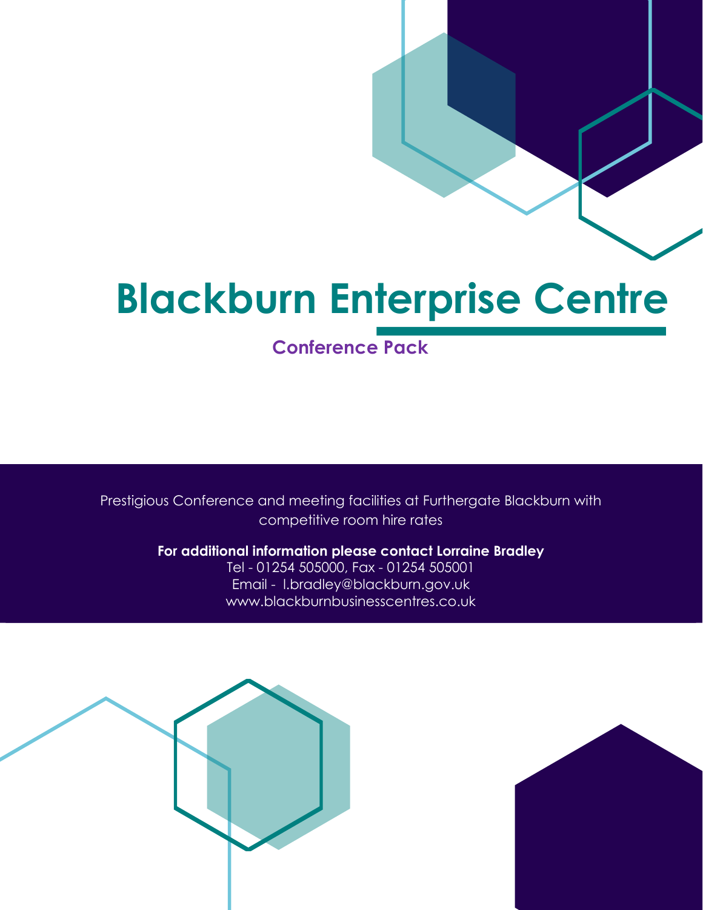# Blackburn Enterprise Centre

## Conference Pack

Prestigious Conference and meeting facilities at Furthergate Blackburn with competitive room hire rates

**For additional information please contact Lorraine Bradley**
Tel - 01254 505000, Fax - 01254 505001
Email - l.bradley@blackburn.gov.uk
www.blackburnbusinesscentres.co.uk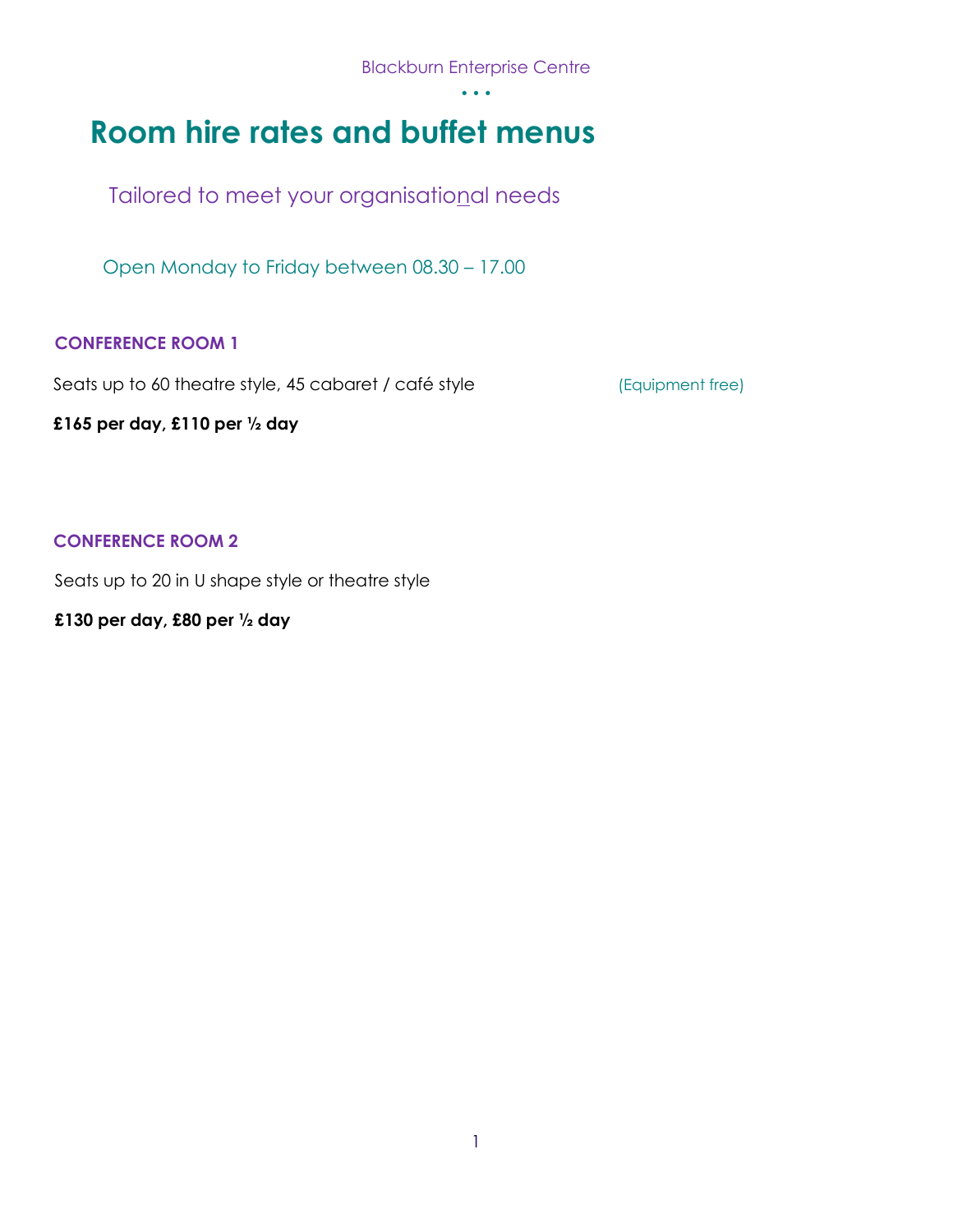Blackburn Enterprise Centre

# Room hire rates and buffet menus

Tailored to meet your organisational needs

Open Monday to Friday between 08.30 – 17.00

### CONFERENCE ROOM 1

Seats up to 60 theatre style, 45 cabaret / café style (Equipment free)

**£165 per day, £110 per ½ day**

### CONFERENCE ROOM 2

Seats up to 20 in U shape style or theatre style

**£130 per day, £80 per ½ day**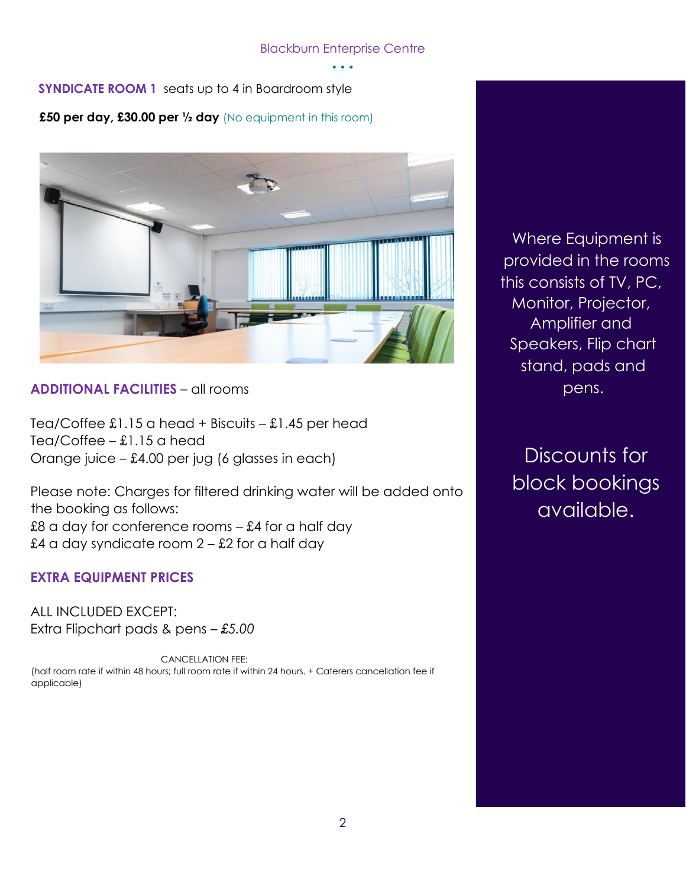**SYNDICATE ROOM 1** seats up to 4 in Boardroom style

**£50 per day, £30.00 per ½ day** (No equipment in this room)

**ADDITIONAL FACILITIES** – all rooms

Tea/Coffee £1.15 a head + Biscuits – £1.45 per head
Tea/Coffee – £1.15 a head
Orange juice – £4.00 per jug (6 glasses in each)

Please note: Charges for filtered drinking water will be added onto the booking as follows:
£8 a day for conference rooms – £4 for a half day
£4 a day syndicate room 2 – £2 for a half day

**EXTRA EQUIPMENT PRICES**

ALL INCLUDED EXCEPT:
Extra Flipchart pads & pens – *£5.00*

CANCELLATION FEE:
(half room rate if within 48 hours; full room rate if within 24 hours. + Caterers cancellation fee if applicable)

Where Equipment is provided in the rooms this consists of TV, PC, Monitor, Projector, Amplifier and Speakers, Flip chart stand, pads and pens.

Discounts for block bookings available.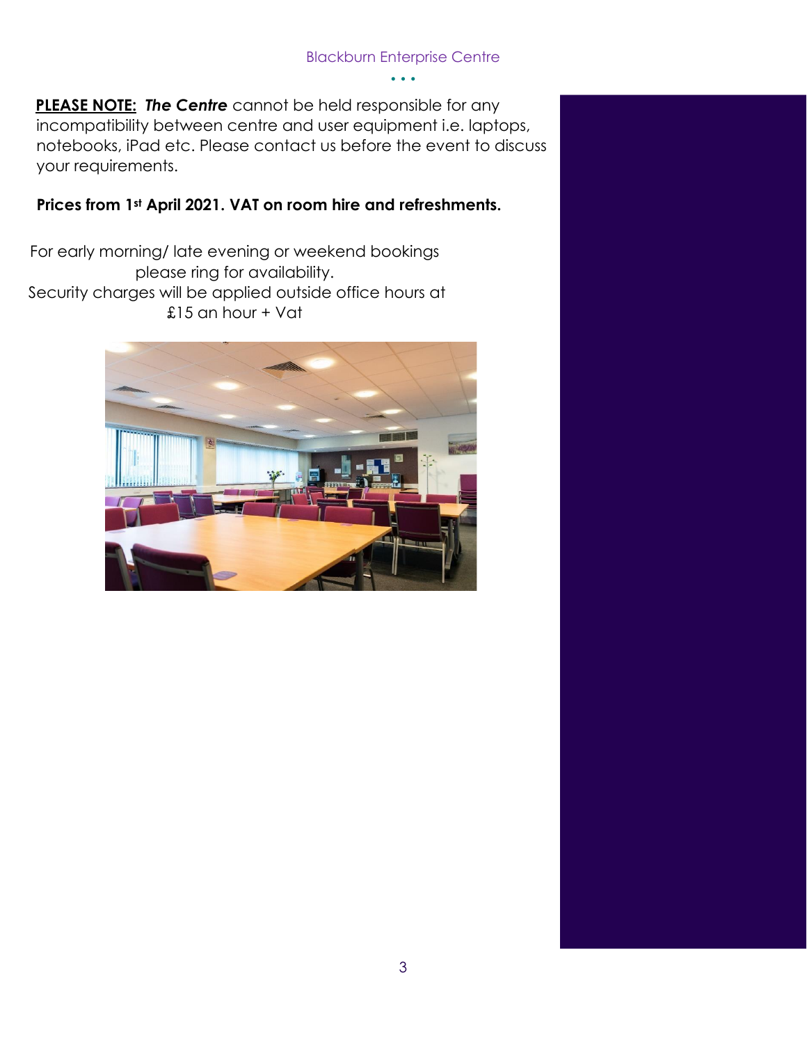**PLEASE NOTE:** ***The Centre*** cannot be held responsible for any incompatibility between centre and user equipment i.e. laptops, notebooks, iPad etc. Please contact us before the event to discuss your requirements.

**Prices from 1st April 2021. VAT on room hire and refreshments.**

For early morning/ late evening or weekend bookings please ring for availability.
Security charges will be applied outside office hours at £15 an hour + Vat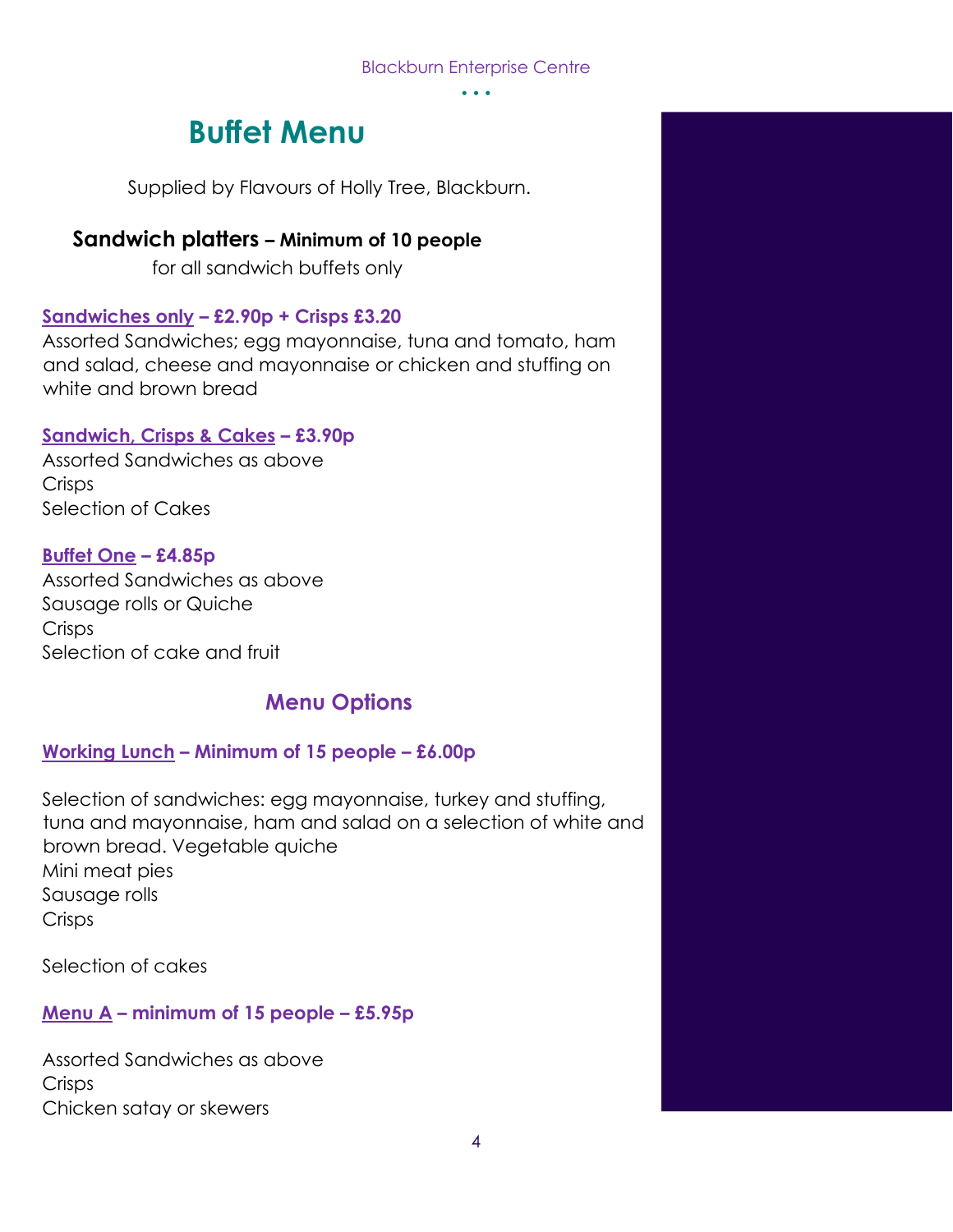# Buffet Menu

Supplied by Flavours of Holly Tree, Blackburn.

## Sandwich platters – Minimum of 10 people

for all sandwich buffets only

**Sandwiches only – £2.90p + Crisps £3.20**

Assorted Sandwiches; egg mayonnaise, tuna and tomato, ham and salad, cheese and mayonnaise or chicken and stuffing on white and brown bread

**Sandwich, Crisps & Cakes – £3.90p**

Assorted Sandwiches as above
Crisps
Selection of Cakes

**Buffet One – £4.85p**

Assorted Sandwiches as above
Sausage rolls or Quiche
Crisps
Selection of cake and fruit

## Menu Options

**Working Lunch – Minimum of 15 people – £6.00p**

Selection of sandwiches: egg mayonnaise, turkey and stuffing, tuna and mayonnaise, ham and salad on a selection of white and brown bread. Vegetable quiche
Mini meat pies
Sausage rolls
Crisps

Selection of cakes

**Menu A – minimum of 15 people – £5.95p**

Assorted Sandwiches as above
Crisps
Chicken satay or skewers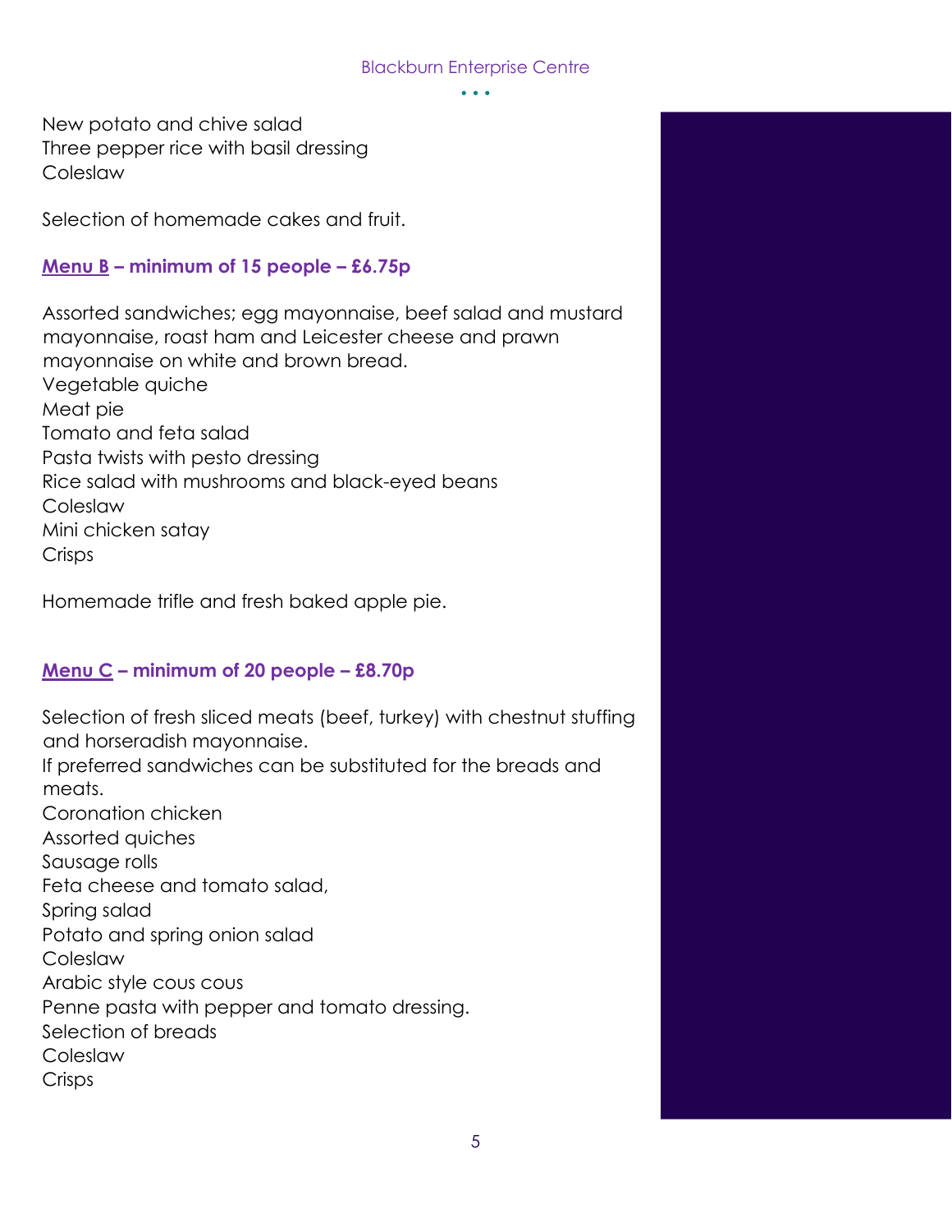New potato and chive salad
Three pepper rice with basil dressing
Coleslaw

Selection of homemade cakes and fruit.

### Menu B – minimum of 15 people – £6.75p

Assorted sandwiches; egg mayonnaise, beef salad and mustard mayonnaise, roast ham and Leicester cheese and prawn mayonnaise on white and brown bread.
Vegetable quiche
Meat pie
Tomato and feta salad
Pasta twists with pesto dressing
Rice salad with mushrooms and black-eyed beans
Coleslaw
Mini chicken satay
Crisps

Homemade trifle and fresh baked apple pie.

### Menu C – minimum of 20 people – £8.70p

Selection of fresh sliced meats (beef, turkey) with chestnut stuffing and horseradish mayonnaise.
If preferred sandwiches can be substituted for the breads and meats.
Coronation chicken
Assorted quiches
Sausage rolls
Feta cheese and tomato salad,
Spring salad
Potato and spring onion salad
Coleslaw
Arabic style cous cous
Penne pasta with pepper and tomato dressing.
Selection of breads
Coleslaw
Crisps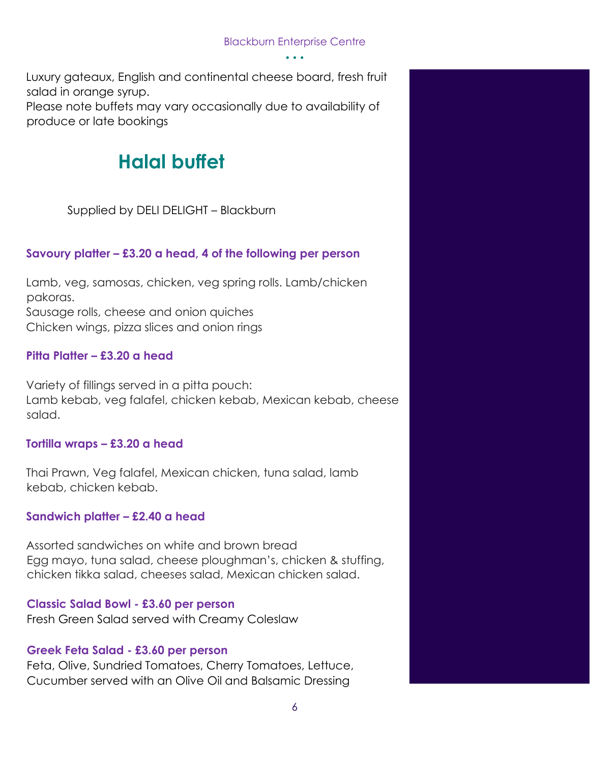Luxury gateaux, English and continental cheese board, fresh fruit salad in orange syrup.
Please note buffets may vary occasionally due to availability of produce or late bookings

# Halal buffet

Supplied by DELI DELIGHT – Blackburn

**Savoury platter – £3.20 a head, 4 of the following per person**

Lamb, veg, samosas, chicken, veg spring rolls. Lamb/chicken pakoras.
Sausage rolls, cheese and onion quiches
Chicken wings, pizza slices and onion rings

**Pitta Platter – £3.20 a head**

Variety of fillings served in a pitta pouch:
Lamb kebab, veg falafel, chicken kebab, Mexican kebab, cheese salad.

**Tortilla wraps – £3.20 a head**

Thai Prawn, Veg falafel, Mexican chicken, tuna salad, lamb kebab, chicken kebab.

**Sandwich platter – £2.40 a head**

Assorted sandwiches on white and brown bread
Egg mayo, tuna salad, cheese ploughman's, chicken & stuffing, chicken tikka salad, cheeses salad, Mexican chicken salad.

**Classic Salad Bowl - £3.60 per person**
Fresh Green Salad served with Creamy Coleslaw

**Greek Feta Salad - £3.60 per person**
Feta, Olive, Sundried Tomatoes, Cherry Tomatoes, Lettuce, Cucumber served with an Olive Oil and Balsamic Dressing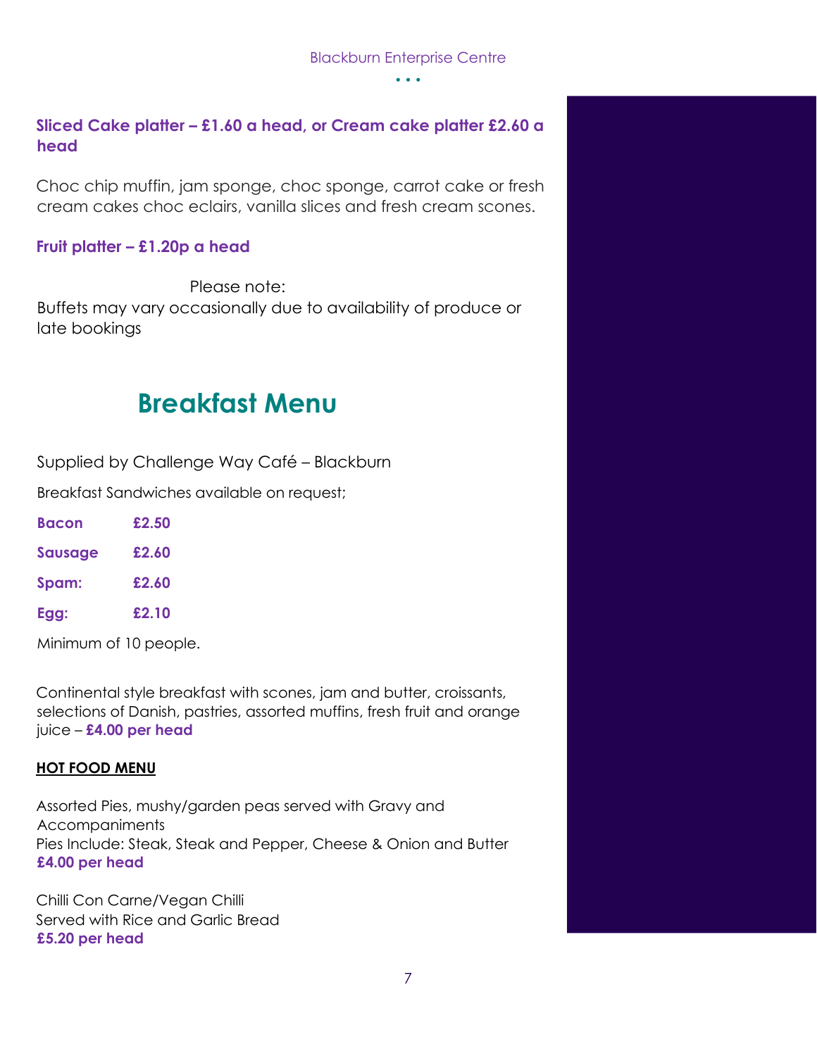**Sliced Cake platter – £1.60 a head, or Cream cake platter £2.60 a head**

Choc chip muffin, jam sponge, choc sponge, carrot cake or fresh cream cakes choc eclairs, vanilla slices and fresh cream scones.

**Fruit platter – £1.20p a head**

Please note:
Buffets may vary occasionally due to availability of produce or late bookings

# Breakfast Menu

Supplied by Challenge Way Café – Blackburn

Breakfast Sandwiches available on request;

**Bacon** **£2.50**

**Sausage** **£2.60**

**Spam:** **£2.60**

**Egg:** **£2.10**

Minimum of 10 people.

Continental style breakfast with scones, jam and butter, croissants, selections of Danish, pastries, assorted muffins, fresh fruit and orange juice – **£4.00 per head**

**HOT FOOD MENU**

Assorted Pies, mushy/garden peas served with Gravy and Accompaniments
Pies Include: Steak, Steak and Pepper, Cheese & Onion and Butter
**£4.00 per head**

Chilli Con Carne/Vegan Chilli
Served with Rice and Garlic Bread
**£5.20 per head**